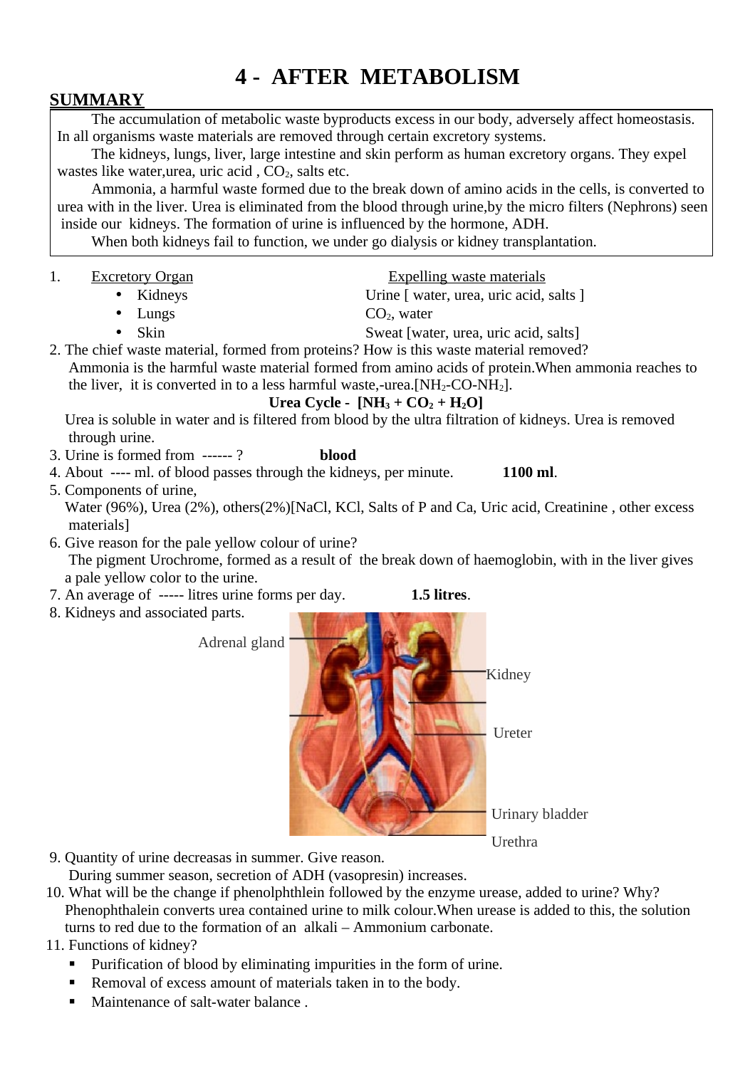# 4 - AFTER METABOLISM

## SUMMARY

The accumulation of metabolic waste byproducts excess in our body, adversely affect homeostasis. In all organisms waste materials are removed through certain excretory systems.

The kidneys, lungs, liver, large intestine and skin perform as human excretory organs. They expel wastes like water,urea, uric acid , $CO_2$, salts etc.

Ammonia, a harmful waste formed due to the break down of amino acids in the cells, is converted to urea with in the liver. Urea is eliminated from the blood through urine,by the micro filters (Nephrons) seen inside our kidneys. The formation of urine is influenced by the hormone, ADH.

When both kidneys fail to function, we under go dialysis or kidney transplantation.

1. | Excretory Organ | Expelling waste materials |
|---|---|
| • Kidneys | Urine [ water, urea, uric acid, salts ] |
| • Lungs | $CO_2$, water |
| • Skin | Sweat [water, urea, uric acid, salts] |

2. The chief waste material, formed from proteins? How is this waste material removed?
 Ammonia is the harmful waste material formed from amino acids of protein.When ammonia reaches to the liver, it is converted in to a less harmful waste,-urea.[$NH_2$-CO-$NH_2$].

 **Urea Cycle - [$NH_3$ + $CO_2$ + $H_2O$]**

 Urea is soluble in water and is filtered from blood by the ultra filtration of kidneys. Urea is removed through urine.
3. Urine is formed from ------ ? **blood**
4. About ---- ml. of blood passes through the kidneys, per minute. **1100 ml**.
5. Components of urine,
 Water (96%), Urea (2%), others(2%)[NaCl, KCl, Salts of P and Ca, Uric acid, Creatinine , other excess materials]
6. Give reason for the pale yellow colour of urine?
 The pigment Urochrome, formed as a result of the break down of haemoglobin, with in the liver gives a pale yellow color to the urine.
7. An average of ----- litres urine forms per day. **1.5 litres**.
8. Kidneys and associated parts.

Adrenal gland

Kidney

Ureter

Urinary bladder

Urethra

9. Quantity of urine decreasas in summer. Give reason.
 During summer season, secretion of ADH (vasopresin) increases.
10. What will be the change if phenolphthlein followed by the enzyme urease, added to urine? Why?
 Phenophthalein converts urea contained urine to milk colour.When urease is added to this, the solution turns to red due to the formation of an alkali – Ammonium carbonate.
11. Functions of kidney?
 - Purification of blood by eliminating impurities in the form of urine.
 - Removal of excess amount of materials taken in to the body.
 - Maintenance of salt-water balance .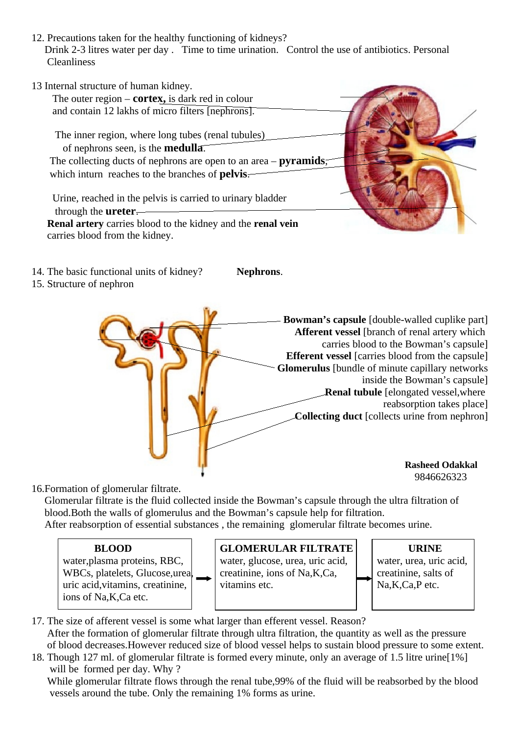12. Precautions taken for the healthy functioning of kidneys?

Drink 2-3 litres water per day . Time to time urination. Control the use of antibiotics. Personal Cleanliness

13 Internal structure of human kidney.

The outer region – **cortex,** is dark red in colour and contain 12 lakhs of micro filters [nephrons].

The inner region, where long tubes (renal tubules) of nephrons seen, is the **medulla**.

The collecting ducts of nephrons are open to an area – **pyramids**, which inturn reaches to the branches of **pelvis**.

Urine, reached in the pelvis is carried to urinary bladder through the **ureter**.

**Renal artery** carries blood to the kidney and the **renal vein** carries blood from the kidney.

14. The basic functional units of kidney? **Nephrons**.

15. Structure of nephron

**Bowman's capsule** [double-walled cuplike part]

**Afferent vessel** [branch of renal artery which carries blood to the Bowman's capsule]

**Efferent vessel** [carries blood from the capsule]

**Glomerulus** [bundle of minute capillary networks inside the Bowman's capsule]

**Renal tubule** [elongated vessel,where reabsorption takes place]

**Collecting duct** [collects urine from nephron]

**Rasheed Odakkal**
9846626323

16.Formation of glomerular filtrate.

Glomerular filtrate is the fluid collected inside the Bowman's capsule through the ultra filtration of blood.Both the walls of glomerulus and the Bowman's capsule help for filtration.

After reabsorption of essential substances , the remaining glomerular filtrate becomes urine.

| BLOOD | | GLOMERULAR FILTRATE | | URINE |
|---|---|---|---|---|
| water,plasma proteins, RBC, WBCs, platelets, Glucose,urea, uric acid,vitamins, creatinine, ions of Na,K,Ca etc. | → | water, glucose, urea, uric acid, creatinine, ions of Na,K,Ca, vitamins etc. | → | water, urea, uric acid, creatinine, salts of Na,K,Ca,P etc. |

17. The size of afferent vessel is some what larger than efferent vessel. Reason?

After the formation of glomerular filtrate through ultra filtration, the quantity as well as the pressure of blood decreases.However reduced size of blood vessel helps to sustain blood pressure to some extent.

18. Though 127 ml. of glomerular filtrate is formed every minute, only an average of 1.5 litre urine[1%] will be formed per day. Why ?

While glomerular filtrate flows through the renal tube,99% of the fluid will be reabsorbed by the blood vessels around the tube. Only the remaining 1% forms as urine.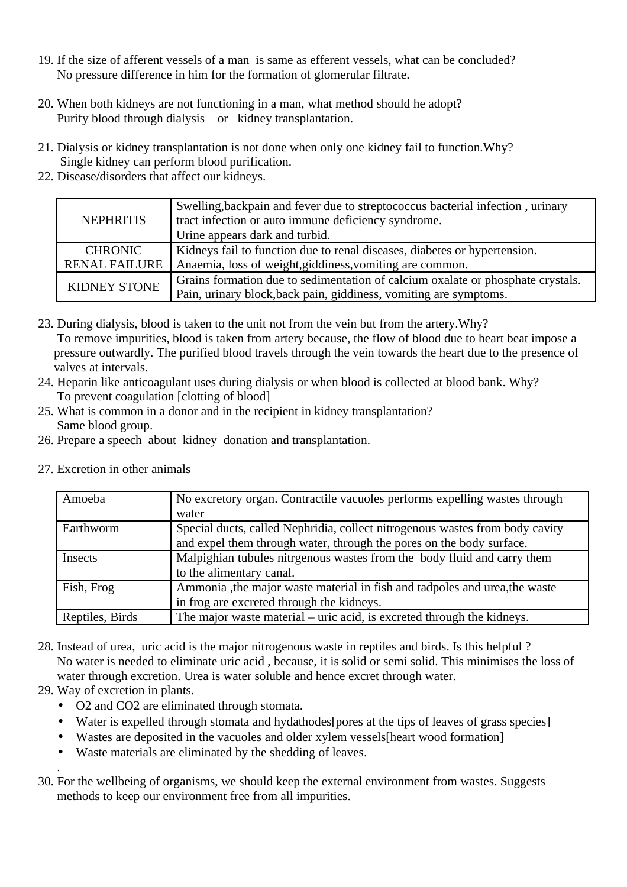19. If the size of afferent vessels of a man is same as efferent vessels, what can be concluded?
    No pressure difference in him for the formation of glomerular filtrate.

20. When both kidneys are not functioning in a man, what method should he adopt?
    Purify blood through dialysis or kidney transplantation.

21. Dialysis or kidney transplantation is not done when only one kidney fail to function.Why?
    Single kidney can perform blood purification.
22. Disease/disorders that affect our kidneys.

| | |
|---|---|
| NEPHRITIS | Swelling,backpain and fever due to streptococcus bacterial infection , urinary tract infection or auto immune deficiency syndrome.<br>Urine appears dark and turbid. |
| CHRONIC RENAL FAILURE | Kidneys fail to function due to renal diseases, diabetes or hypertension.<br>Anaemia, loss of weight,giddiness,vomiting are common. |
| KIDNEY STONE | Grains formation due to sedimentation of calcium oxalate or phosphate crystals.<br>Pain, urinary block,back pain, giddiness, vomiting are symptoms. |

23. During dialysis, blood is taken to the unit not from the vein but from the artery.Why?
    To remove impurities, blood is taken from artery because, the flow of blood due to heart beat impose a pressure outwardly. The purified blood travels through the vein towards the heart due to the presence of valves at intervals.
24. Heparin like anticoagulant uses during dialysis or when blood is collected at blood bank. Why?
    To prevent coagulation [clotting of blood]
25. What is common in a donor and in the recipient in kidney transplantation?
    Same blood group.
26. Prepare a speech about kidney donation and transplantation.

27. Excretion in other animals

| | |
|---|---|
| Amoeba | No excretory organ. Contractile vacuoles performs expelling wastes through water |
| Earthworm | Special ducts, called Nephridia, collect nitrogenous wastes from body cavity and expel them through water, through the pores on the body surface. |
| Insects | Malpighian tubules nitrgenous wastes from the body fluid and carry them to the alimentary canal. |
| Fish, Frog | Ammonia ,the major waste material in fish and tadpoles and urea,the waste in frog are excreted through the kidneys. |
| Reptiles, Birds | The major waste material – uric acid, is excreted through the kidneys. |

28. Instead of urea, uric acid is the major nitrogenous waste in reptiles and birds. Is this helpful ?
    No water is needed to eliminate uric acid , because, it is solid or semi solid. This minimises the loss of water through excretion. Urea is water soluble and hence excret through water.
29. Way of excretion in plants.
    - $O_2$ and $CO_2$ are eliminated through stomata.
    - Water is expelled through stomata and hydathodes[pores at the tips of leaves of grass species]
    - Wastes are deposited in the vacuoles and older xylem vessels[heart wood formation]
    - Waste materials are eliminated by the shedding of leaves.

30. For the wellbeing of organisms, we should keep the external environment from wastes. Suggests methods to keep our environment free from all impurities.